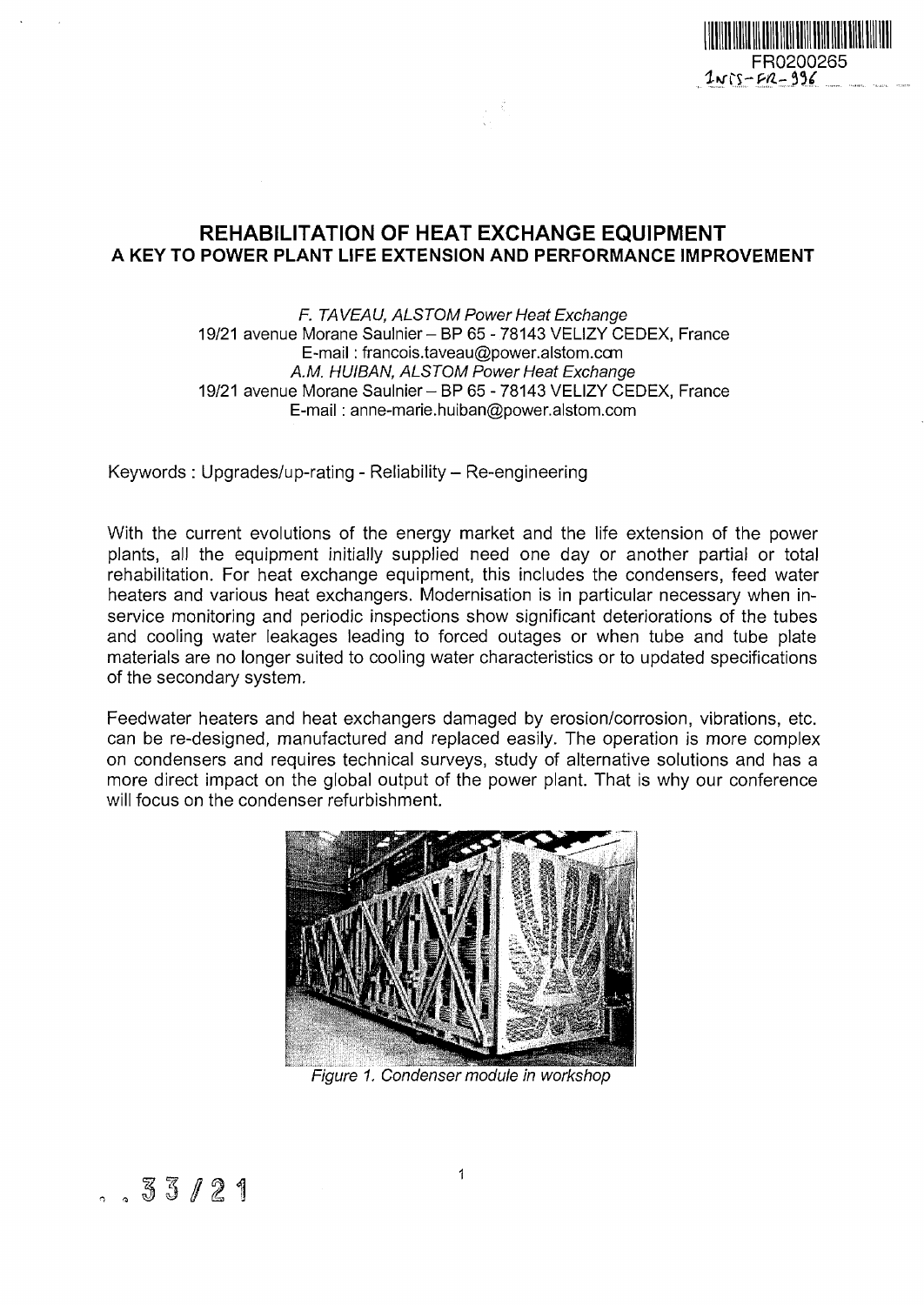# REHABILITATION OF HEAT EXCHANGE EQUIPMENT
## A KEY TO POWER PLANT LIFE EXTENSION AND PERFORMANCE IMPROVEMENT

*F. TAVEAU, ALSTOM Power Heat Exchange*
19/21 avenue Morane Saulnier – BP 65 - 78143 VELIZY CEDEX, France
E-mail : francois.taveau@power.alstom.com
*A.M. HUIBAN, ALSTOM Power Heat Exchange*
19/21 avenue Morane Saulnier – BP 65 - 78143 VELIZY CEDEX, France
E-mail : anne-marie.huiban@power.alstom.com

Keywords : Upgrades/up-rating - Reliability – Re-engineering

With the current evolutions of the energy market and the life extension of the power plants, all the equipment initially supplied need one day or another partial or total rehabilitation. For heat exchange equipment, this includes the condensers, feed water heaters and various heat exchangers. Modernisation is in particular necessary when in-service monitoring and periodic inspections show significant deteriorations of the tubes and cooling water leakages leading to forced outages or when tube and tube plate materials are no longer suited to cooling water characteristics or to updated specifications of the secondary system.

Feedwater heaters and heat exchangers damaged by erosion/corrosion, vibrations, etc. can be re-designed, manufactured and replaced easily. The operation is more complex on condensers and requires technical surveys, study of alternative solutions and has a more direct impact on the global output of the power plant. That is why our conference will focus on the condenser refurbishment.

*Figure 1. Condenser module in workshop*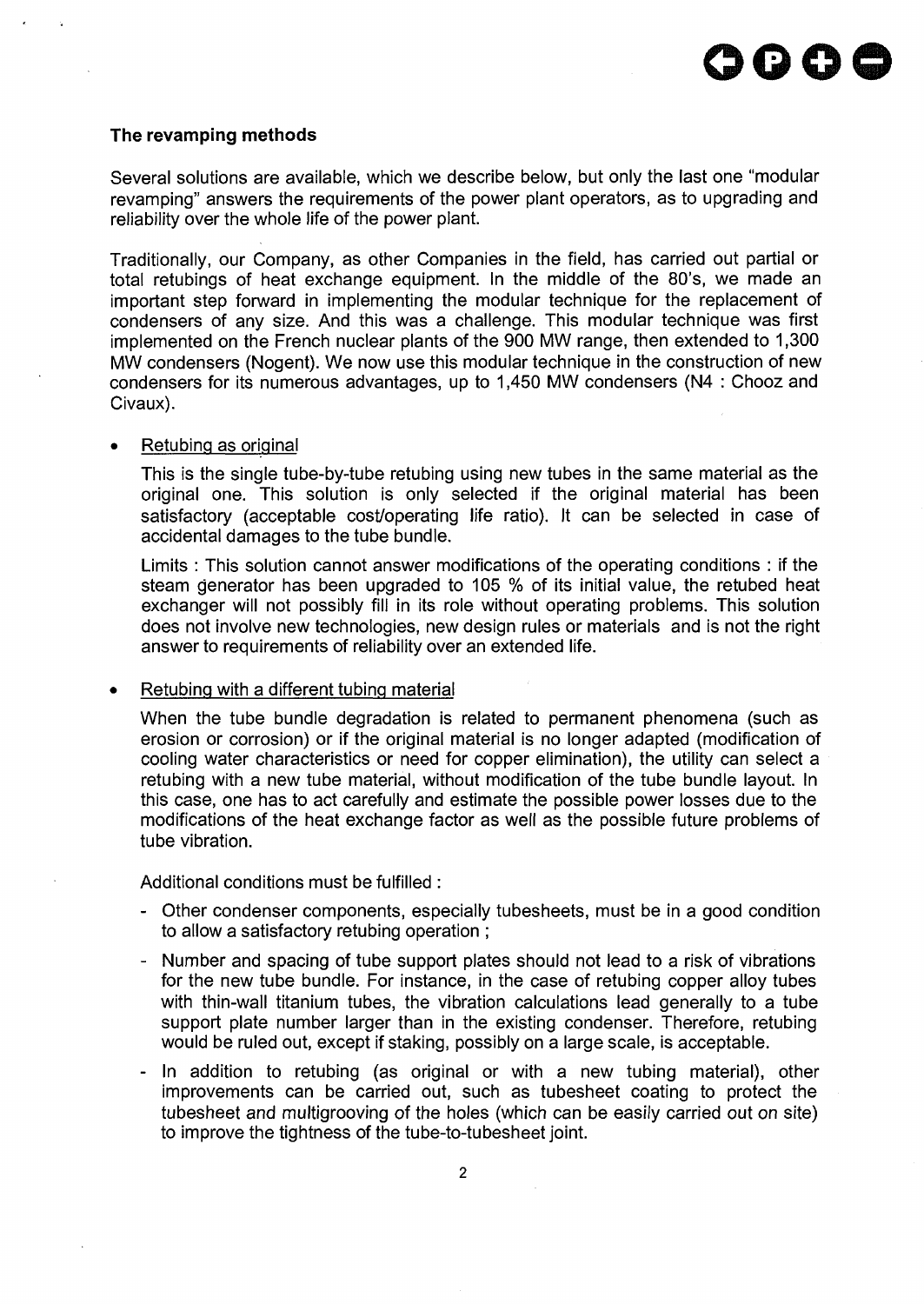### The revamping methods

Several solutions are available, which we describe below, but only the last one "modular revamping" answers the requirements of the power plant operators, as to upgrading and reliability over the whole life of the power plant.

Traditionally, our Company, as other Companies in the field, has carried out partial or total retubings of heat exchange equipment. In the middle of the 80's, we made an important step forward in implementing the modular technique for the replacement of condensers of any size. And this was a challenge. This modular technique was first implemented on the French nuclear plants of the 900 MW range, then extended to 1,300 MW condensers (Nogent). We now use this modular technique in the construction of new condensers for its numerous advantages, up to 1,450 MW condensers (N4 : Chooz and Civaux).

- Retubing as original

  This is the single tube-by-tube retubing using new tubes in the same material as the original one. This solution is only selected if the original material has been satisfactory (acceptable cost/operating life ratio). It can be selected in case of accidental damages to the tube bundle.

  Limits : This solution cannot answer modifications of the operating conditions : if the steam generator has been upgraded to 105 % of its initial value, the retubed heat exchanger will not possibly fill in its role without operating problems. This solution does not involve new technologies, new design rules or materials and is not the right answer to requirements of reliability over an extended life.

- Retubing with a different tubing material

  When the tube bundle degradation is related to permanent phenomena (such as erosion or corrosion) or if the original material is no longer adapted (modification of cooling water characteristics or need for copper elimination), the utility can select a retubing with a new tube material, without modification of the tube bundle layout. In this case, one has to act carefully and estimate the possible power losses due to the modifications of the heat exchange factor as well as the possible future problems of tube vibration.

  Additional conditions must be fulfilled :

  - Other condenser components, especially tubesheets, must be in a good condition to allow a satisfactory retubing operation ;
  - Number and spacing of tube support plates should not lead to a risk of vibrations for the new tube bundle. For instance, in the case of retubing copper alloy tubes with thin-wall titanium tubes, the vibration calculations lead generally to a tube support plate number larger than in the existing condenser. Therefore, retubing would be ruled out, except if staking, possibly on a large scale, is acceptable.
  - In addition to retubing (as original or with a new tubing material), other improvements can be carried out, such as tubesheet coating to protect the tubesheet and multigrooving of the holes (which can be easily carried out on site) to improve the tightness of the tube-to-tubesheet joint.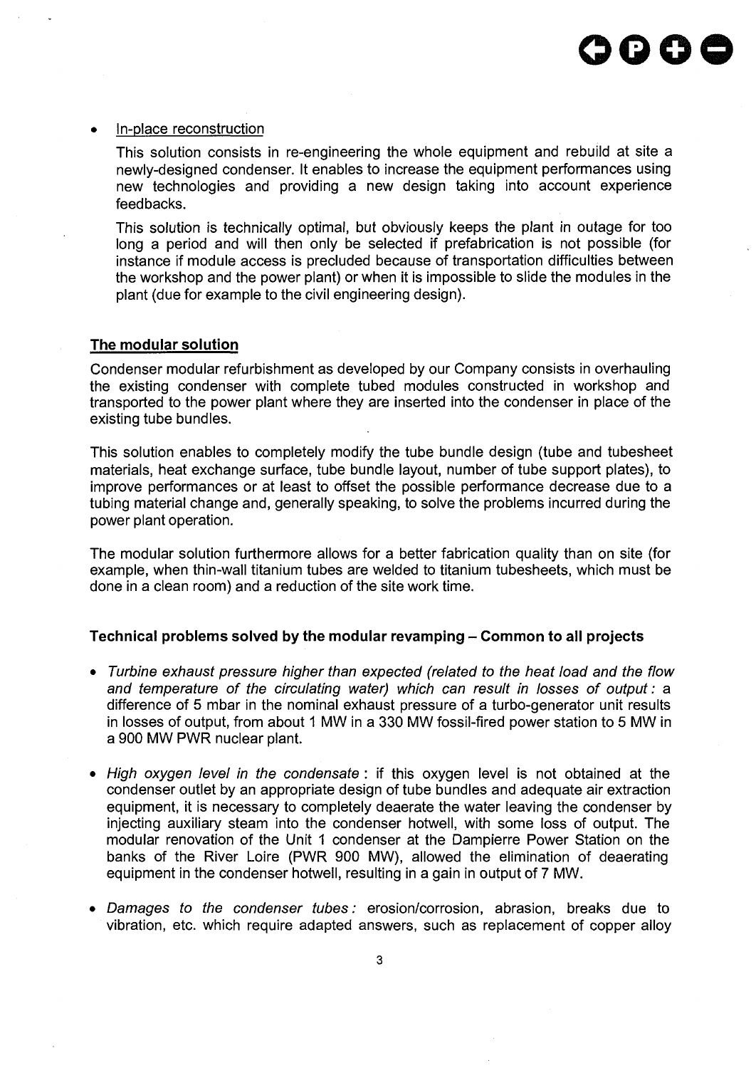- <u>In-place reconstruction</u>

  This solution consists in re-engineering the whole equipment and rebuild at site a newly-designed condenser. It enables to increase the equipment performances using new technologies and providing a new design taking into account experience feedbacks.

  This solution is technically optimal, but obviously keeps the plant in outage for too long a period and will then only be selected if prefabrication is not possible (for instance if module access is precluded because of transportation difficulties between the workshop and the power plant) or when it is impossible to slide the modules in the plant (due for example to the civil engineering design).

## <u>The modular solution</u>

Condenser modular refurbishment as developed by our Company consists in overhauling the existing condenser with complete tubed modules constructed in workshop and transported to the power plant where they are inserted into the condenser in place of the existing tube bundles.

This solution enables to completely modify the tube bundle design (tube and tubesheet materials, heat exchange surface, tube bundle layout, number of tube support plates), to improve performances or at least to offset the possible performance decrease due to a tubing material change and, generally speaking, to solve the problems incurred during the power plant operation.

The modular solution furthermore allows for a better fabrication quality than on site (for example, when thin-wall titanium tubes are welded to titanium tubesheets, which must be done in a clean room) and a reduction of the site work time.

### Technical problems solved by the modular revamping – Common to all projects

- *Turbine exhaust pressure higher than expected (related to the heat load and the flow and temperature of the circulating water) which can result in losses of output* : a difference of 5 mbar in the nominal exhaust pressure of a turbo-generator unit results in losses of output, from about 1 MW in a 330 MW fossil-fired power station to 5 MW in a 900 MW PWR nuclear plant.

- *High oxygen level in the condensate* : if this oxygen level is not obtained at the condenser outlet by an appropriate design of tube bundles and adequate air extraction equipment, it is necessary to completely deaerate the water leaving the condenser by injecting auxiliary steam into the condenser hotwell, with some loss of output. The modular renovation of the Unit 1 condenser at the Dampierre Power Station on the banks of the River Loire (PWR 900 MW), allowed the elimination of deaerating equipment in the condenser hotwell, resulting in a gain in output of 7 MW.

- *Damages to the condenser tubes* : erosion/corrosion, abrasion, breaks due to vibration, etc. which require adapted answers, such as replacement of copper alloy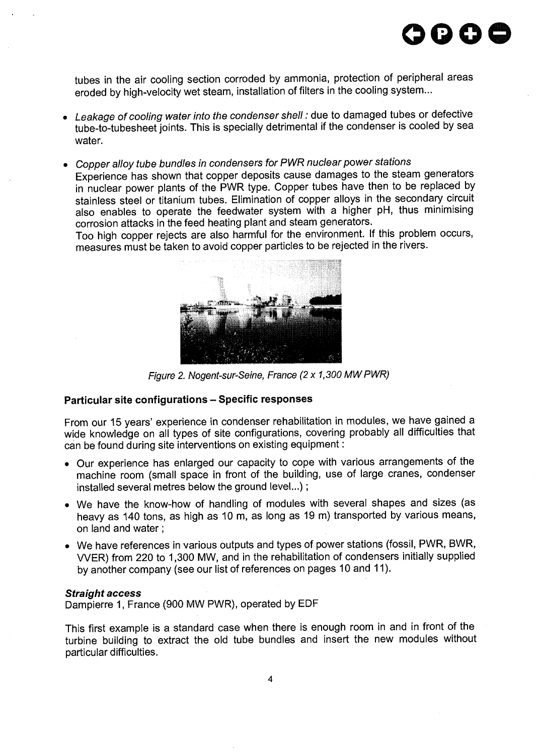tubes in the air cooling section corroded by ammonia, protection of peripheral areas eroded by high-velocity wet steam, installation of filters in the cooling system...

- *Leakage of cooling water into the condenser shell :* due to damaged tubes or defective tube-to-tubesheet joints. This is specially detrimental if the condenser is cooled by sea water.

- *Copper alloy tube bundles in condensers for PWR nuclear power stations*
  Experience has shown that copper deposits cause damages to the steam generators in nuclear power plants of the PWR type. Copper tubes have then to be replaced by stainless steel or titanium tubes. Elimination of copper alloys in the secondary circuit also enables to operate the feedwater system with a higher pH, thus minimising corrosion attacks in the feed heating plant and steam generators.
  Too high copper rejects are also harmful for the environment. If this problem occurs, measures must be taken to avoid copper particles to be rejected in the rivers.

*Figure 2. Nogent-sur-Seine, France (2 x 1,300 MW PWR)*

### Particular site configurations – Specific responses

From our 15 years' experience in condenser rehabilitation in modules, we have gained a wide knowledge on all types of site configurations, covering probably all difficulties that can be found during site interventions on existing equipment :

- Our experience has enlarged our capacity to cope with various arrangements of the machine room (small space in front of the building, use of large cranes, condenser installed several metres below the ground level...) ;
- We have the know-how of handling of modules with several shapes and sizes (as heavy as 140 tons, as high as 10 m, as long as 19 m) transported by various means, on land and water ;
- We have references in various outputs and types of power stations (fossil, PWR, BWR, VVER) from 220 to 1,300 MW, and in the rehabilitation of condensers initially supplied by another company (see our list of references on pages 10 and 11).

#### *Straight access*

Dampierre 1, France (900 MW PWR), operated by EDF

This first example is a standard case when there is enough room in and in front of the turbine building to extract the old tube bundles and insert the new modules without particular difficulties.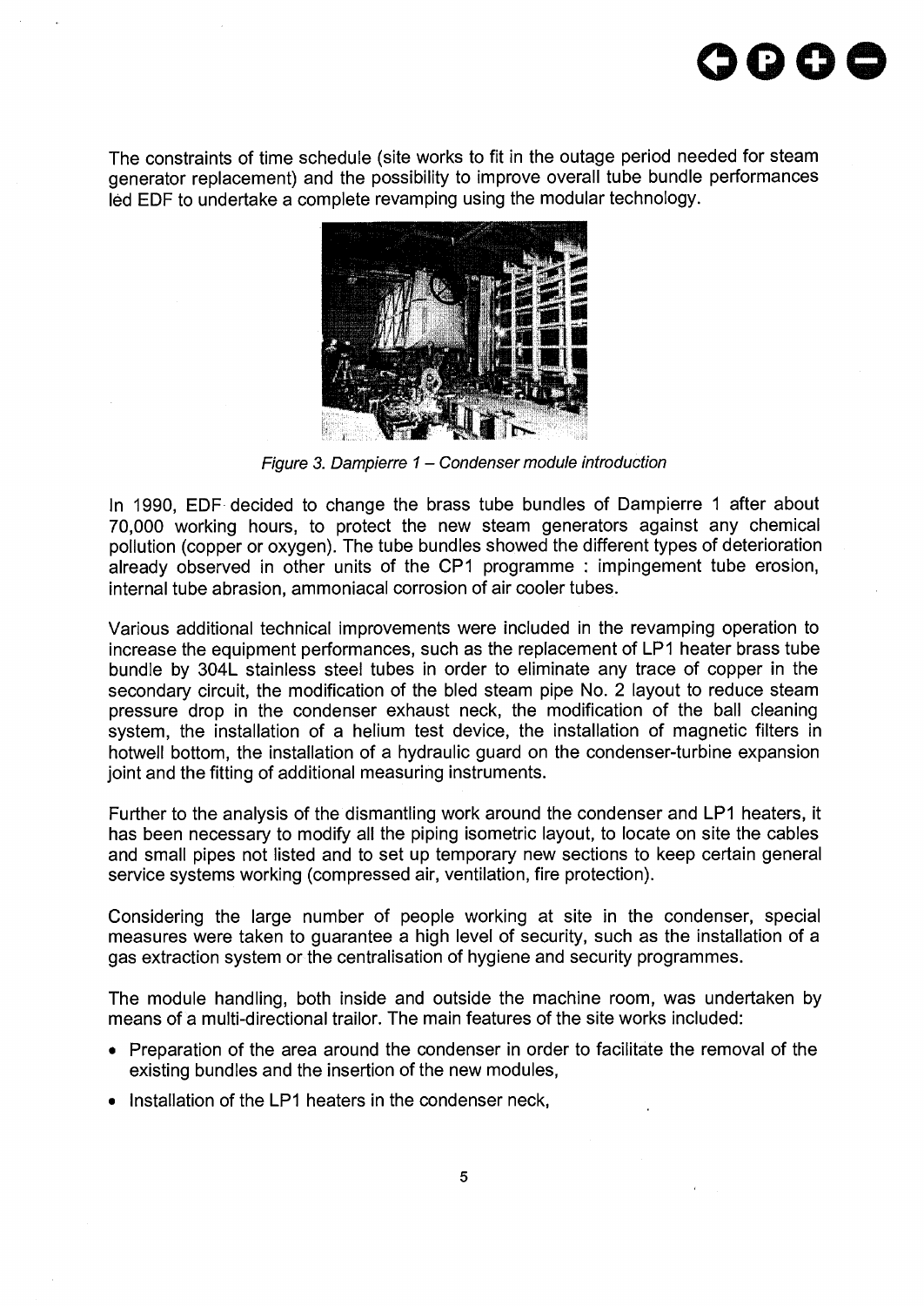The constraints of time schedule (site works to fit in the outage period needed for steam generator replacement) and the possibility to improve overall tube bundle performances led EDF to undertake a complete revamping using the modular technology.

*Figure 3. Dampierre 1 – Condenser module introduction*

In 1990, EDF decided to change the brass tube bundles of Dampierre 1 after about 70,000 working hours, to protect the new steam generators against any chemical pollution (copper or oxygen). The tube bundles showed the different types of deterioration already observed in other units of the CP1 programme : impingement tube erosion, internal tube abrasion, ammoniacal corrosion of air cooler tubes.

Various additional technical improvements were included in the revamping operation to increase the equipment performances, such as the replacement of LP1 heater brass tube bundle by 304L stainless steel tubes in order to eliminate any trace of copper in the secondary circuit, the modification of the bled steam pipe No. 2 layout to reduce steam pressure drop in the condenser exhaust neck, the modification of the ball cleaning system, the installation of a helium test device, the installation of magnetic filters in hotwell bottom, the installation of a hydraulic guard on the condenser-turbine expansion joint and the fitting of additional measuring instruments.

Further to the analysis of the dismantling work around the condenser and LP1 heaters, it has been necessary to modify all the piping isometric layout, to locate on site the cables and small pipes not listed and to set up temporary new sections to keep certain general service systems working (compressed air, ventilation, fire protection).

Considering the large number of people working at site in the condenser, special measures were taken to guarantee a high level of security, such as the installation of a gas extraction system or the centralisation of hygiene and security programmes.

The module handling, both inside and outside the machine room, was undertaken by means of a multi-directional trailor. The main features of the site works included:

- Preparation of the area around the condenser in order to facilitate the removal of the existing bundles and the insertion of the new modules,
- Installation of the LP1 heaters in the condenser neck,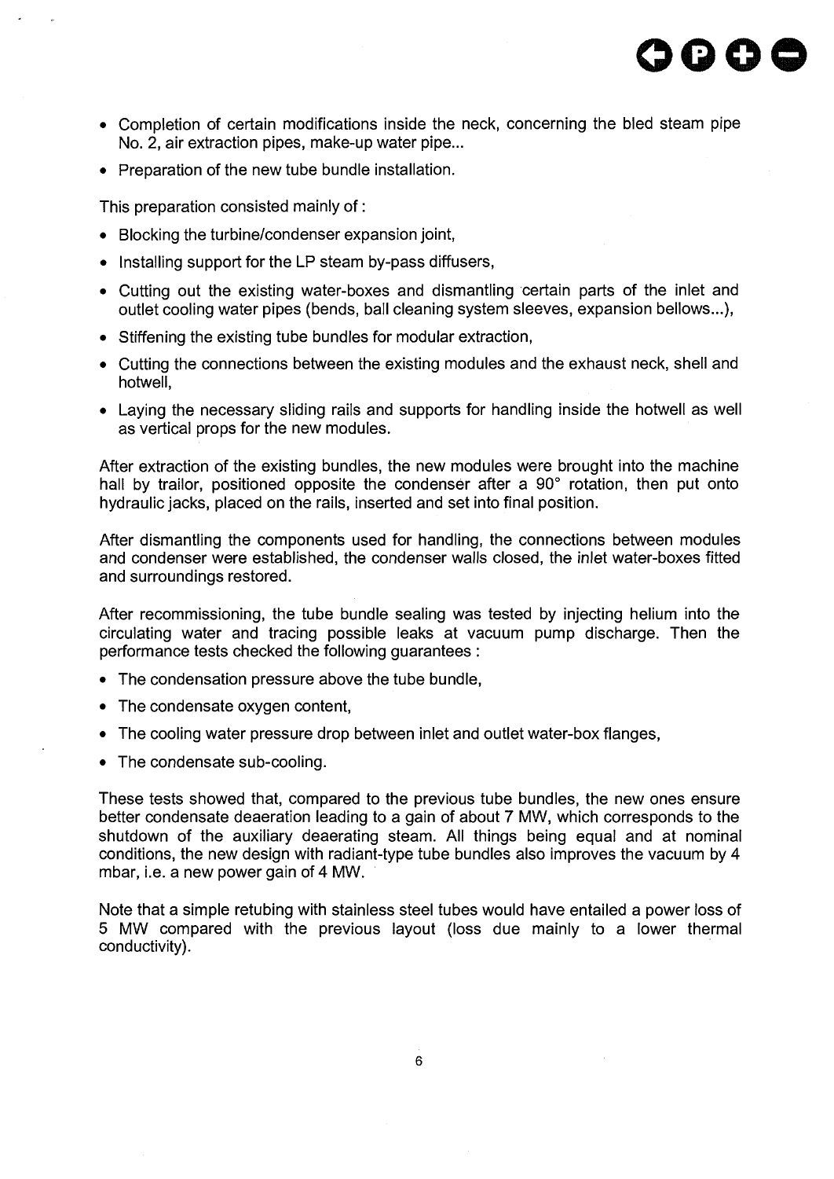- Completion of certain modifications inside the neck, concerning the bled steam pipe No. 2, air extraction pipes, make-up water pipe...
- Preparation of the new tube bundle installation.

This preparation consisted mainly of :

- Blocking the turbine/condenser expansion joint,
- Installing support for the LP steam by-pass diffusers,
- Cutting out the existing water-boxes and dismantling certain parts of the inlet and outlet cooling water pipes (bends, ball cleaning system sleeves, expansion bellows...),
- Stiffening the existing tube bundles for modular extraction,
- Cutting the connections between the existing modules and the exhaust neck, shell and hotwell,
- Laying the necessary sliding rails and supports for handling inside the hotwell as well as vertical props for the new modules.

After extraction of the existing bundles, the new modules were brought into the machine hall by trailor, positioned opposite the condenser after a 90° rotation, then put onto hydraulic jacks, placed on the rails, inserted and set into final position.

After dismantling the components used for handling, the connections between modules and condenser were established, the condenser walls closed, the inlet water-boxes fitted and surroundings restored.

After recommissioning, the tube bundle sealing was tested by injecting helium into the circulating water and tracing possible leaks at vacuum pump discharge. Then the performance tests checked the following guarantees :

- The condensation pressure above the tube bundle,
- The condensate oxygen content,
- The cooling water pressure drop between inlet and outlet water-box flanges,
- The condensate sub-cooling.

These tests showed that, compared to the previous tube bundles, the new ones ensure better condensate deaeration leading to a gain of about 7 MW, which corresponds to the shutdown of the auxiliary deaerating steam. All things being equal and at nominal conditions, the new design with radiant-type tube bundles also improves the vacuum by 4 mbar, i.e. a new power gain of 4 MW.

Note that a simple retubing with stainless steel tubes would have entailed a power loss of 5 MW compared with the previous layout (loss due mainly to a lower thermal conductivity).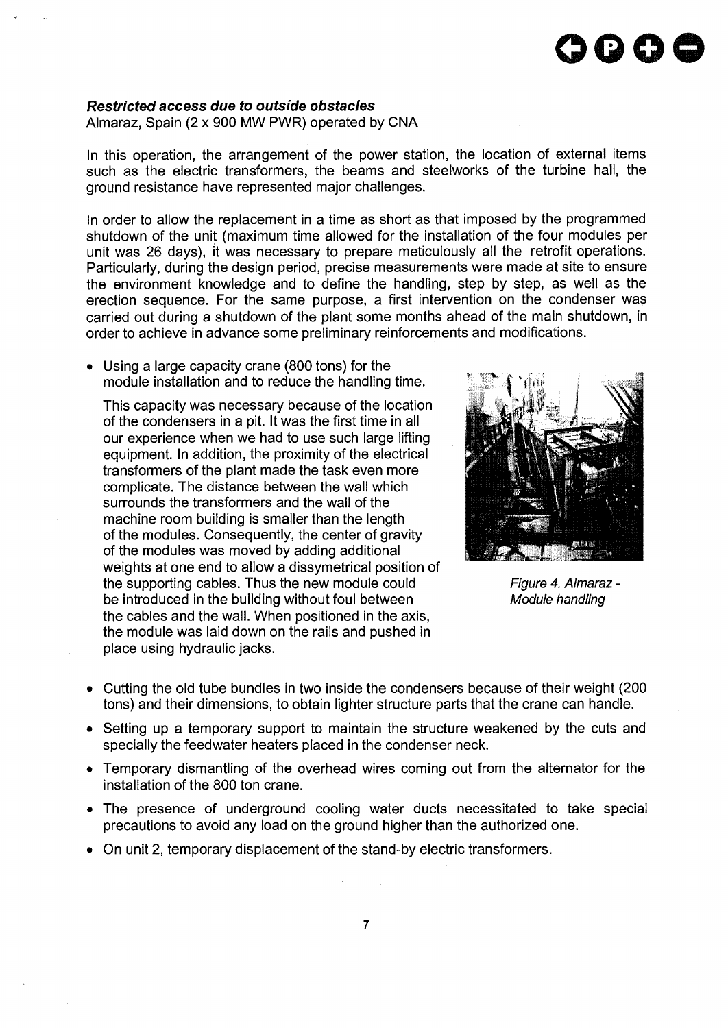***Restricted access due to outside obstacles***

Almaraz, Spain (2 x 900 MW PWR) operated by CNA

In this operation, the arrangement of the power station, the location of external items such as the electric transformers, the beams and steelworks of the turbine hall, the ground resistance have represented major challenges.

In order to allow the replacement in a time as short as that imposed by the programmed shutdown of the unit (maximum time allowed for the installation of the four modules per unit was 26 days), it was necessary to prepare meticulously all the retrofit operations. Particularly, during the design period, precise measurements were made at site to ensure the environment knowledge and to define the handling, step by step, as well as the erection sequence. For the same purpose, a first intervention on the condenser was carried out during a shutdown of the plant some months ahead of the main shutdown, in order to achieve in advance some preliminary reinforcements and modifications.

- Using a large capacity crane (800 tons) for the module installation and to reduce the handling time.

  This capacity was necessary because of the location of the condensers in a pit. It was the first time in all our experience when we had to use such large lifting equipment. In addition, the proximity of the electrical transformers of the plant made the task even more complicate. The distance between the wall which surrounds the transformers and the wall of the machine room building is smaller than the length of the modules. Consequently, the center of gravity of the modules was moved by adding additional weights at one end to allow a dissymetrical position of the supporting cables. Thus the new module could be introduced in the building without foul between the cables and the wall. When positioned in the axis, the module was laid down on the rails and pushed in place using hydraulic jacks.

*Figure 4. Almaraz - Module handling*

- Cutting the old tube bundles in two inside the condensers because of their weight (200 tons) and their dimensions, to obtain lighter structure parts that the crane can handle.
- Setting up a temporary support to maintain the structure weakened by the cuts and specially the feedwater heaters placed in the condenser neck.
- Temporary dismantling of the overhead wires coming out from the alternator for the installation of the 800 ton crane.
- The presence of underground cooling water ducts necessitated to take special precautions to avoid any load on the ground higher than the authorized one.
- On unit 2, temporary displacement of the stand-by electric transformers.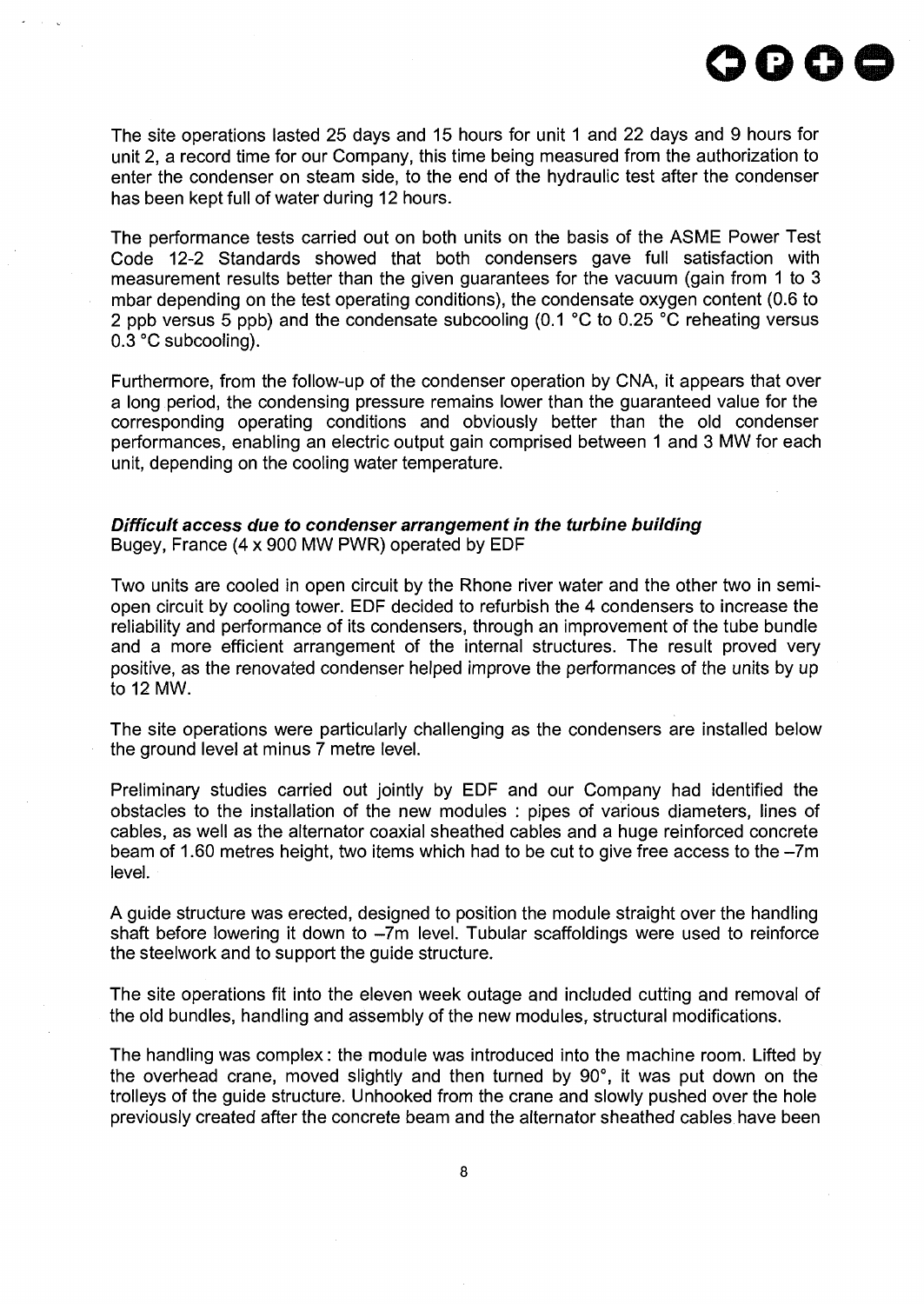The site operations lasted 25 days and 15 hours for unit 1 and 22 days and 9 hours for unit 2, a record time for our Company, this time being measured from the authorization to enter the condenser on steam side, to the end of the hydraulic test after the condenser has been kept full of water during 12 hours.

The performance tests carried out on both units on the basis of the ASME Power Test Code 12-2 Standards showed that both condensers gave full satisfaction with measurement results better than the given guarantees for the vacuum (gain from 1 to 3 mbar depending on the test operating conditions), the condensate oxygen content (0.6 to 2 ppb versus 5 ppb) and the condensate subcooling (0.1 °C to 0.25 °C reheating versus 0.3 °C subcooling).

Furthermore, from the follow-up of the condenser operation by CNA, it appears that over a long period, the condensing pressure remains lower than the guaranteed value for the corresponding operating conditions and obviously better than the old condenser performances, enabling an electric output gain comprised between 1 and 3 MW for each unit, depending on the cooling water temperature.

***Difficult access due to condenser arrangement in the turbine building***
Bugey, France (4 x 900 MW PWR) operated by EDF

Two units are cooled in open circuit by the Rhone river water and the other two in semi-open circuit by cooling tower. EDF decided to refurbish the 4 condensers to increase the reliability and performance of its condensers, through an improvement of the tube bundle and a more efficient arrangement of the internal structures. The result proved very positive, as the renovated condenser helped improve the performances of the units by up to 12 MW.

The site operations were particularly challenging as the condensers are installed below the ground level at minus 7 metre level.

Preliminary studies carried out jointly by EDF and our Company had identified the obstacles to the installation of the new modules : pipes of various diameters, lines of cables, as well as the alternator coaxial sheathed cables and a huge reinforced concrete beam of 1.60 metres height, two items which had to be cut to give free access to the –7m level.

A guide structure was erected, designed to position the module straight over the handling shaft before lowering it down to –7m level. Tubular scaffoldings were used to reinforce the steelwork and to support the guide structure.

The site operations fit into the eleven week outage and included cutting and removal of the old bundles, handling and assembly of the new modules, structural modifications.

The handling was complex : the module was introduced into the machine room. Lifted by the overhead crane, moved slightly and then turned by 90°, it was put down on the trolleys of the guide structure. Unhooked from the crane and slowly pushed over the hole previously created after the concrete beam and the alternator sheathed cables have been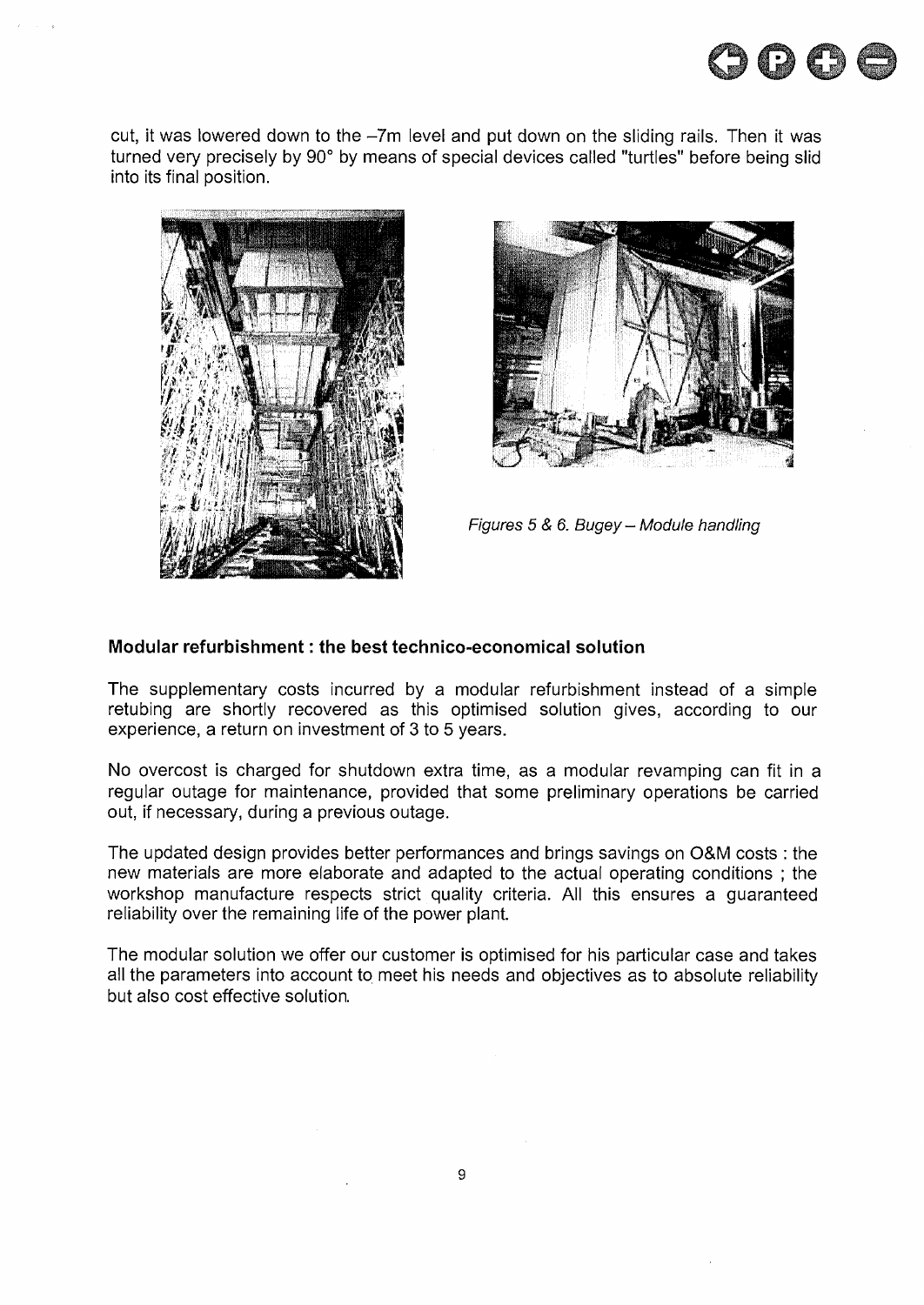cut, it was lowered down to the –7m level and put down on the sliding rails. Then it was turned very precisely by 90° by means of special devices called "turtles" before being slid into its final position.

*Figures 5 & 6. Bugey – Module handling*

## Modular refurbishment : the best technico-economical solution

The supplementary costs incurred by a modular refurbishment instead of a simple retubing are shortly recovered as this optimised solution gives, according to our experience, a return on investment of 3 to 5 years.

No overcost is charged for shutdown extra time, as a modular revamping can fit in a regular outage for maintenance, provided that some preliminary operations be carried out, if necessary, during a previous outage.

The updated design provides better performances and brings savings on O&M costs : the new materials are more elaborate and adapted to the actual operating conditions ; the workshop manufacture respects strict quality criteria. All this ensures a guaranteed reliability over the remaining life of the power plant.

The modular solution we offer our customer is optimised for his particular case and takes all the parameters into account to meet his needs and objectives as to absolute reliability but also cost effective solution.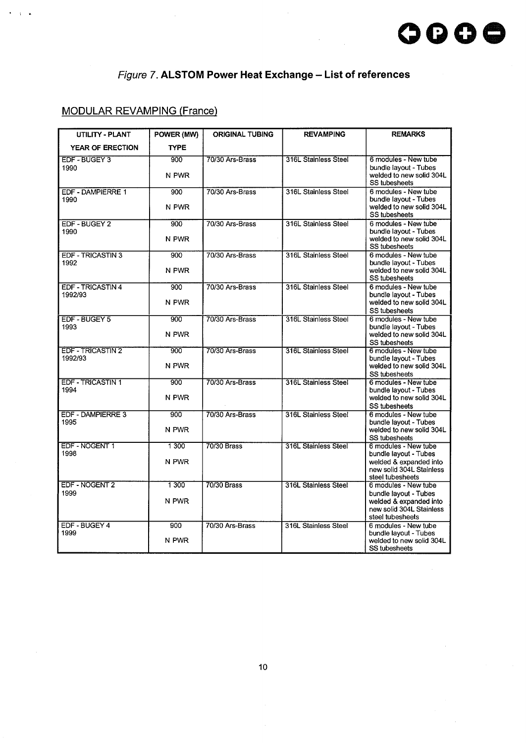*Figure 7.* **ALSTOM Power Heat Exchange – List of references**

## MODULAR REVAMPING (France)

| UTILITY - PLANT<br>YEAR OF ERECTION | POWER (MW)<br>TYPE | ORIGINAL TUBING | REVAMPING | REMARKS |
|---|---|---|---|---|
| EDF - BUGEY 3<br>1990 | 900<br>N PWR | 70/30 Ars-Brass | 316L Stainless Steel | 6 modules - New tube bundle layout - Tubes welded to new solid 304L SS tubesheets |
| EDF - DAMPIERRE 1<br>1990 | 900<br>N PWR | 70/30 Ars-Brass | 316L Stainless Steel | 6 modules - New tube bundle layout - Tubes welded to new solid 304L SS tubesheets |
| EDF - BUGEY 2<br>1990 | 900<br>N PWR | 70/30 Ars-Brass | 316L Stainless Steel | 6 modules - New tube bundle layout - Tubes welded to new solid 304L SS tubesheets |
| EDF - TRICASTIN 3<br>1992 | 900<br>N PWR | 70/30 Ars-Brass | 316L Stainless Steel | 6 modules - New tube bundle layout - Tubes welded to new solid 304L SS tubesheets |
| EDF - TRICASTIN 4<br>1992/93 | 900<br>N PWR | 70/30 Ars-Brass | 316L Stainless Steel | 6 modules - New tube bundle layout - Tubes welded to new solid 304L SS tubesheets |
| EDF - BUGEY 5<br>1993 | 900<br>N PWR | 70/30 Ars-Brass | 316L Stainless Steel | 6 modules - New tube bundle layout - Tubes welded to new solid 304L SS tubesheets |
| EDF - TRICASTIN 2<br>1992/93 | 900<br>N PWR | 70/30 Ars-Brass | 316L Stainless Steel | 6 modules - New tube bundle layout - Tubes welded to new solid 304L SS tubesheets |
| EDF - TRICASTIN 1<br>1994 | 900<br>N PWR | 70/30 Ars-Brass | 316L Stainless Steel | 6 modules - New tube bundle layout - Tubes welded to new solid 304L SS tubesheets |
| EDF - DAMPIERRE 3<br>1995 | 900<br>N PWR | 70/30 Ars-Brass | 316L Stainless Steel | 6 modules - New tube bundle layout - Tubes welded to new solid 304L SS tubesheets |
| EDF - NOGENT 1<br>1998 | 1 300<br>N PWR | 70/30 Brass | 316L Stainless Steel | 6 modules - New tube bundle layout - Tubes welded & expanded into new solid 304L Stainless steel tubesheets |
| EDF - NOGENT 2<br>1999 | 1 300<br>N PWR | 70/30 Brass | 316L Stainless Steel | 6 modules - New tube bundle layout - Tubes welded & expanded into new solid 304L Stainless steel tubesheets |
| EDF - BUGEY 4<br>1999 | 900<br>N PWR | 70/30 Ars-Brass | 316L Stainless Steel | 6 modules - New tube bundle layout - Tubes welded to new solid 304L SS tubesheets |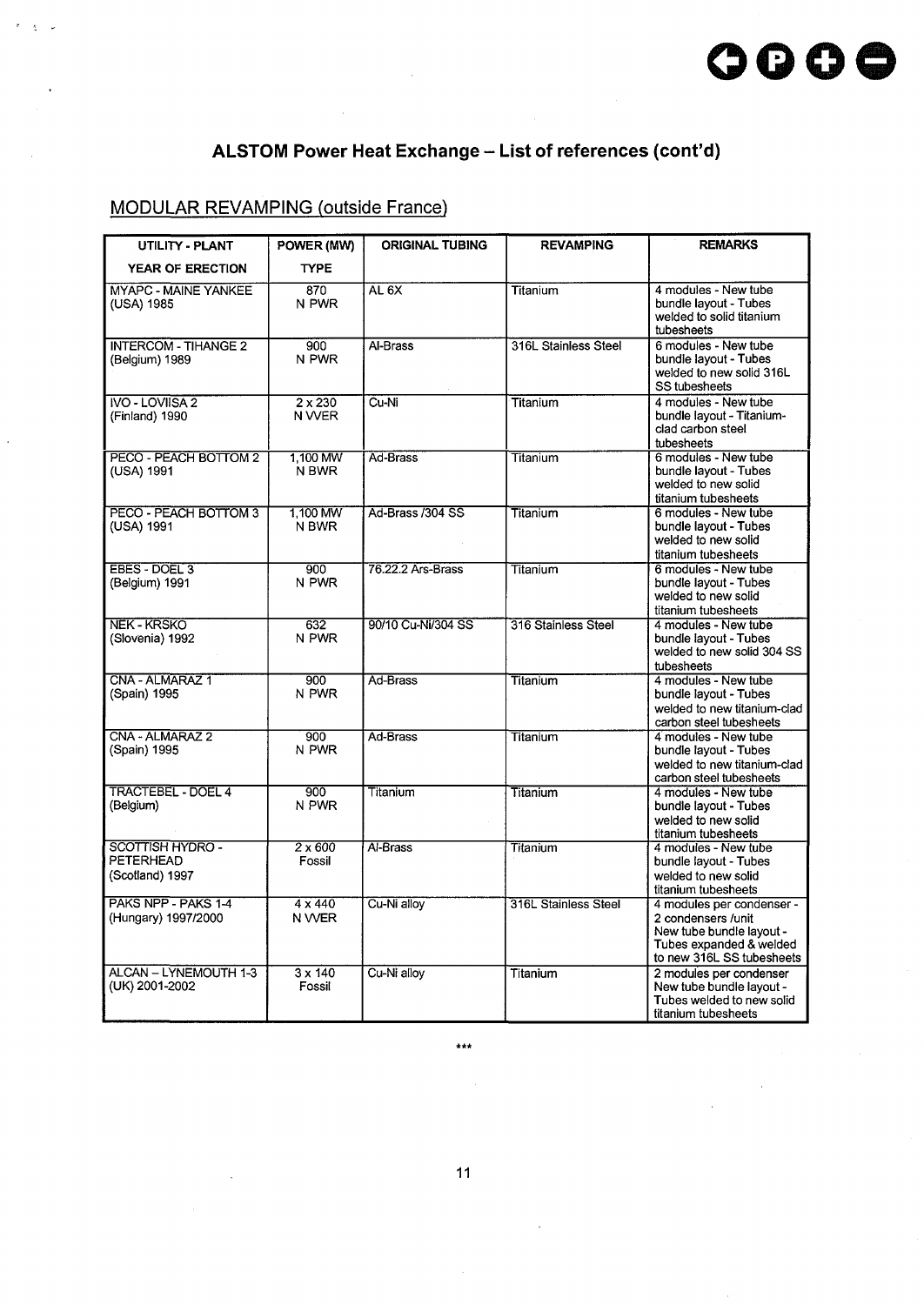## ALSTOM Power Heat Exchange – List of references (cont'd)

### MODULAR REVAMPING (outside France)

| UTILITY - PLANT<br>YEAR OF ERECTION | POWER (MW)<br>TYPE | ORIGINAL TUBING | REVAMPING | REMARKS |
|---|---|---|---|---|
| MYAPC - MAINE YANKEE (USA) 1985 | 870<br>N PWR | AL 6X | Titanium | 4 modules - New tube bundle layout - Tubes welded to solid titanium tubesheets |
| INTERCOM - TIHANGE 2 (Belgium) 1989 | 900<br>N PWR | Al-Brass | 316L Stainless Steel | 6 modules - New tube bundle layout - Tubes welded to new solid 316L SS tubesheets |
| IVO - LOVIISA 2 (Finland) 1990 | 2 x 230<br>N VVER | Cu-Ni | Titanium | 4 modules - New tube bundle layout - Titanium-clad carbon steel tubesheets |
| PECO - PEACH BOTTOM 2 (USA) 1991 | 1,100 MW<br>N BWR | Ad-Brass | Titanium | 6 modules - New tube bundle layout - Tubes welded to new solid titanium tubesheets |
| PECO - PEACH BOTTOM 3 (USA) 1991 | 1,100 MW<br>N BWR | Ad-Brass /304 SS | Titanium | 6 modules - New tube bundle layout - Tubes welded to new solid titanium tubesheets |
| EBES - DOEL 3 (Belgium) 1991 | 900<br>N PWR | 76.22.2 Ars-Brass | Titanium | 6 modules - New tube bundle layout - Tubes welded to new solid titanium tubesheets |
| NEK - KRSKO (Slovenia) 1992 | 632<br>N PWR | 90/10 Cu-Ni/304 SS | 316 Stainless Steel | 4 modules - New tube bundle layout - Tubes welded to new solid 304 SS tubesheets |
| CNA - ALMARAZ 1 (Spain) 1995 | 900<br>N PWR | Ad-Brass | Titanium | 4 modules - New tube bundle layout - Tubes welded to new titanium-clad carbon steel tubesheets |
| CNA - ALMARAZ 2 (Spain) 1995 | 900<br>N PWR | Ad-Brass | Titanium | 4 modules - New tube bundle layout - Tubes welded to new titanium-clad carbon steel tubesheets |
| TRACTEBEL - DOEL 4 (Belgium) | 900<br>N PWR | Titanium | Titanium | 4 modules - New tube bundle layout - Tubes welded to new solid titanium tubesheets |
| SCOTTISH HYDRO - PETERHEAD (Scotland) 1997 | 2 x 600<br>Fossil | Al-Brass | Titanium | 4 modules - New tube bundle layout - Tubes welded to new solid titanium tubesheets |
| PAKS NPP - PAKS 1-4 (Hungary) 1997/2000 | 4 x 440<br>N VVER | Cu-Ni alloy | 316L Stainless Steel | 4 modules per condenser - 2 condensers /unit New tube bundle layout - Tubes expanded & welded to new 316L SS tubesheets |
| ALCAN – LYNEMOUTH 1-3 (UK) 2001-2002 | 3 x 140<br>Fossil | Cu-Ni alloy | Titanium | 2 modules per condenser New tube bundle layout - Tubes welded to new solid titanium tubesheets |

***